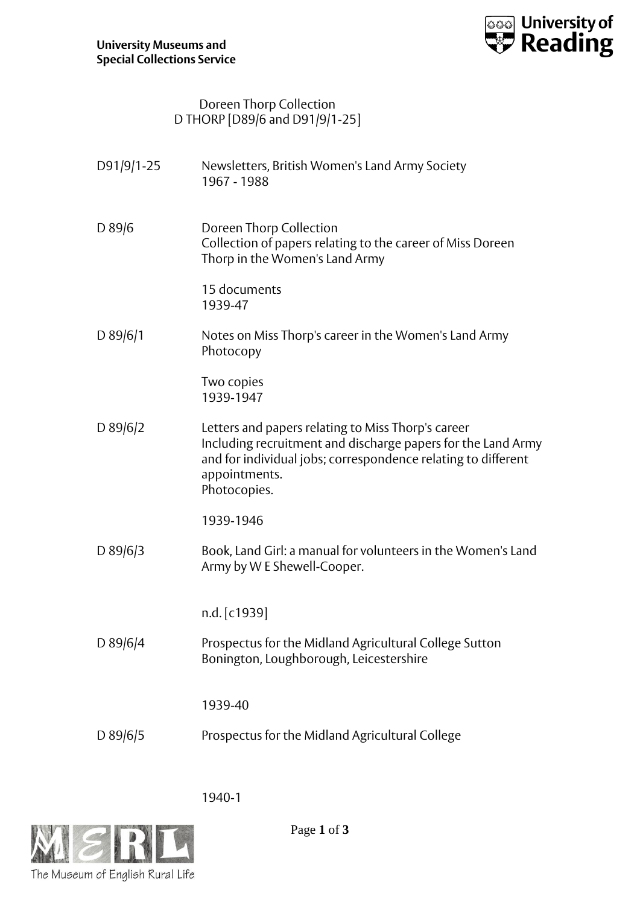University Museums and Special Collections Service

# Doreen Thorp Collection

## D THORP [D89/6 and D91/9/1-25]

| Reference | Description |
|---|---|
| D91/9/1-25 | Newsletters, British Women's Land Army Society<br>1967 - 1988 |
| D 89/6 | Doreen Thorp Collection<br>Collection of papers relating to the career of Miss Doreen Thorp in the Women's Land Army<br><br>15 documents<br>1939-47 |
| D 89/6/1 | Notes on Miss Thorp's career in the Women's Land Army<br>Photocopy<br><br>Two copies<br>1939-1947 |
| D 89/6/2 | Letters and papers relating to Miss Thorp's career<br>Including recruitment and discharge papers for the Land Army and for individual jobs; correspondence relating to different appointments.<br>Photocopies.<br><br>1939-1946 |
| D 89/6/3 | Book, Land Girl: a manual for volunteers in the Women's Land Army by W E Shewell-Cooper.<br><br>n.d. [c1939] |
| D 89/6/4 | Prospectus for the Midland Agricultural College Sutton Bonington, Loughborough, Leicestershire<br><br>1939-40 |
| D 89/6/5 | Prospectus for the Midland Agricultural College<br><br>1940-1 |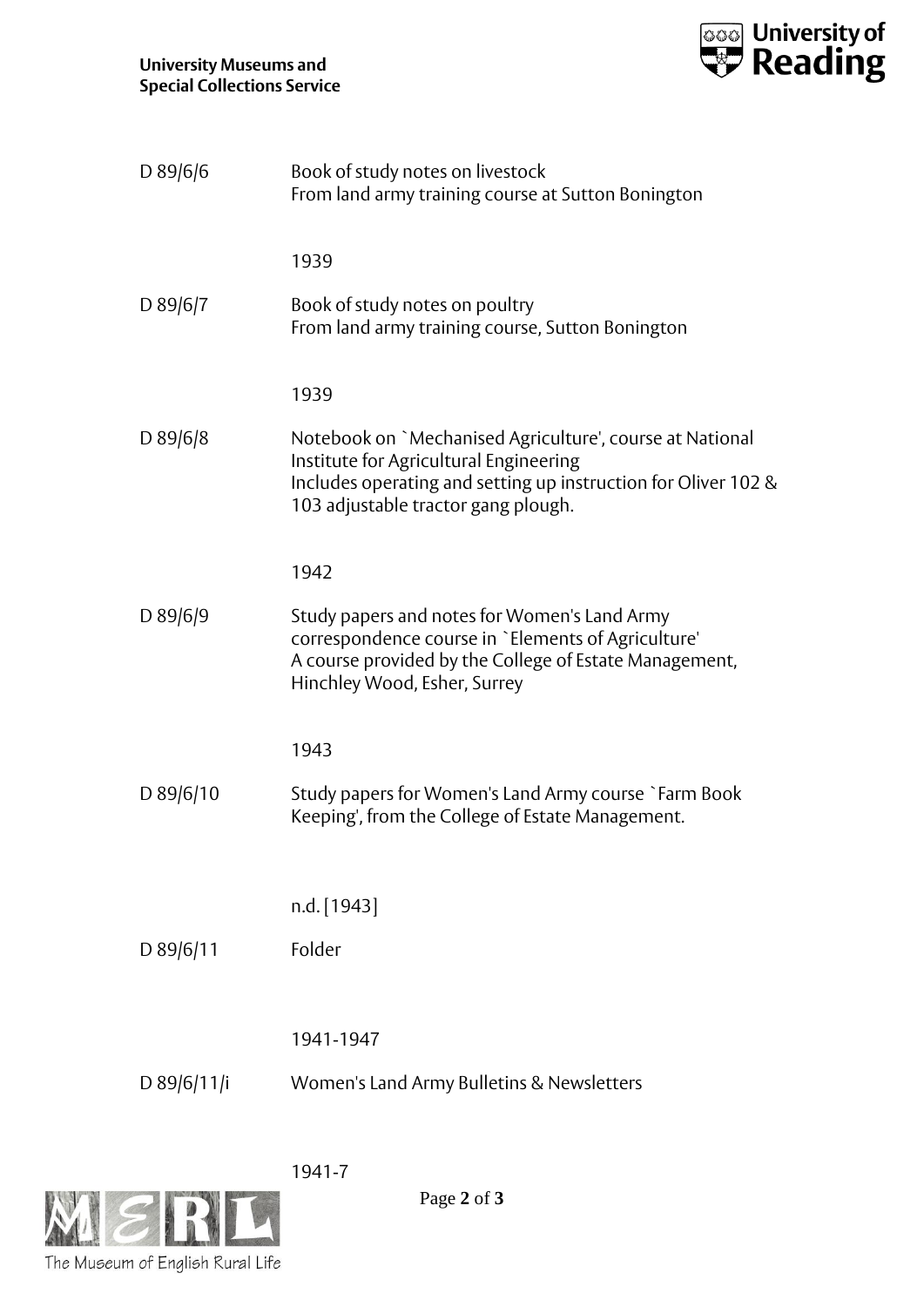| | |
|---|---|
| D 89/6/6 | Book of study notes on livestock<br>From land army training course at Sutton Bonington<br><br>1939 |
| D 89/6/7 | Book of study notes on poultry<br>From land army training course, Sutton Bonington<br><br>1939 |
| D 89/6/8 | Notebook on `Mechanised Agriculture', course at National Institute for Agricultural Engineering<br>Includes operating and setting up instruction for Oliver 102 & 103 adjustable tractor gang plough.<br><br>1942 |
| D 89/6/9 | Study papers and notes for Women's Land Army correspondence course in `Elements of Agriculture'<br>A course provided by the College of Estate Management, Hinchley Wood, Esher, Surrey<br><br>1943 |
| D 89/6/10 | Study papers for Women's Land Army course `Farm Book Keeping', from the College of Estate Management.<br><br>n.d. [1943] |
| D 89/6/11 | Folder<br><br>1941-1947 |
| D 89/6/11/i | Women's Land Army Bulletins & Newsletters<br><br>1941-7 |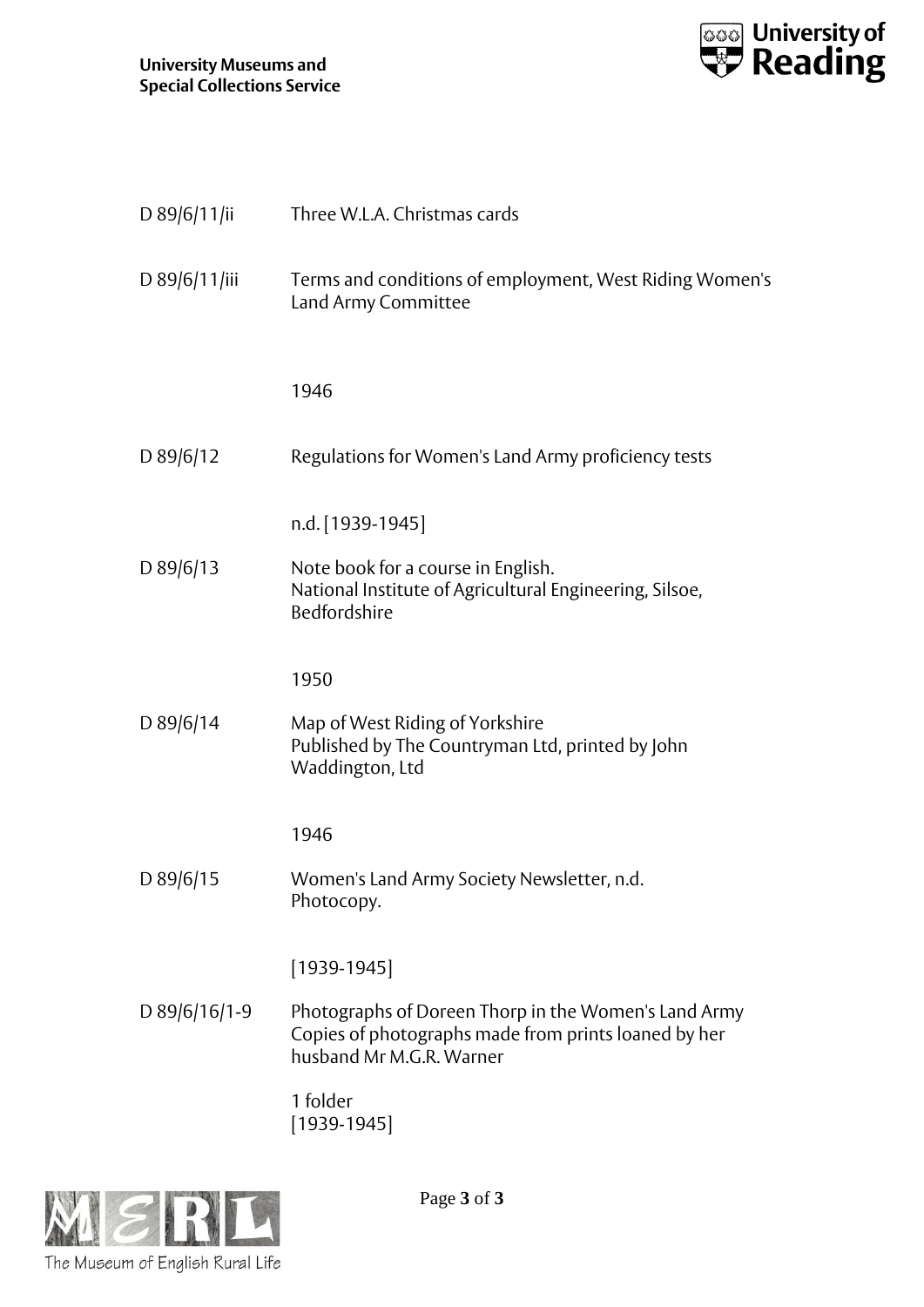| | |
|---|---|
| D 89/6/11/ii | Three W.L.A. Christmas cards |
| D 89/6/11/iii | Terms and conditions of employment, West Riding Women's Land Army Committee<br><br>1946 |
| D 89/6/12 | Regulations for Women's Land Army proficiency tests<br><br>n.d. [1939-1945] |
| D 89/6/13 | Note book for a course in English.<br>National Institute of Agricultural Engineering, Silsoe, Bedfordshire<br><br>1950 |
| D 89/6/14 | Map of West Riding of Yorkshire<br>Published by The Countryman Ltd, printed by John Waddington, Ltd<br><br>1946 |
| D 89/6/15 | Women's Land Army Society Newsletter, n.d.<br>Photocopy.<br><br>[1939-1945] |
| D 89/6/16/1-9 | Photographs of Doreen Thorp in the Women's Land Army<br>Copies of photographs made from prints loaned by her husband Mr M.G.R. Warner<br><br>1 folder<br>[1939-1945] |